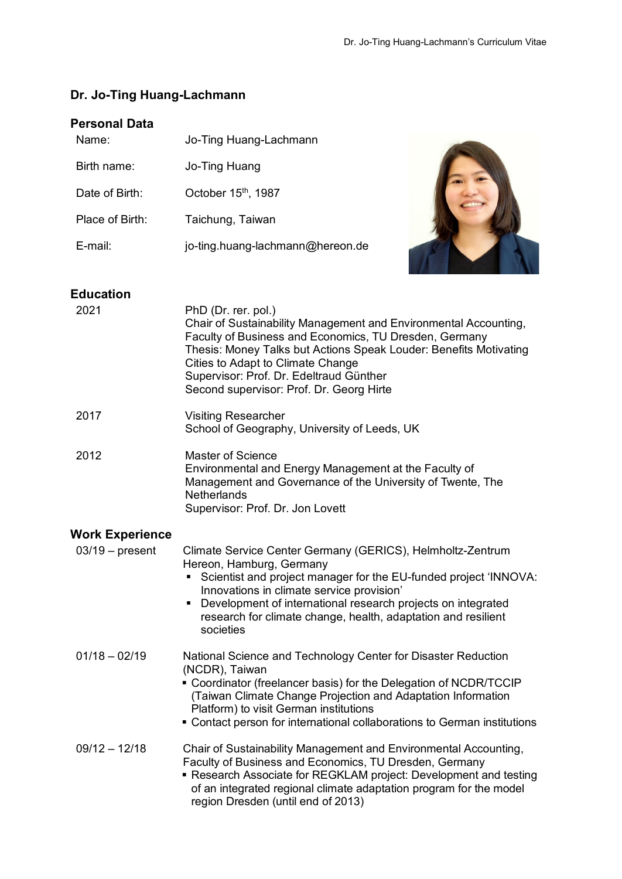# Dr. Jo-Ting Huang-Lachmann

## Personal Data

| | |
|---|---|
| Name: | Jo-Ting Huang-Lachmann |
| Birth name: | Jo-Ting Huang |
| Date of Birth: | October 15th, 1987 |
| Place of Birth: | Taichung, Taiwan |
| E-mail: | jo-ting.huang-lachmann@hereon.de |

## Education

**2021**
PhD (Dr. rer. pol.)
Chair of Sustainability Management and Environmental Accounting, Faculty of Business and Economics, TU Dresden, Germany
Thesis: Money Talks but Actions Speak Louder: Benefits Motivating Cities to Adapt to Climate Change
Supervisor: Prof. Dr. Edeltraud Günther
Second supervisor: Prof. Dr. Georg Hirte

**2017**
Visiting Researcher
School of Geography, University of Leeds, UK

**2012**
Master of Science
Environmental and Energy Management at the Faculty of Management and Governance of the University of Twente, The Netherlands
Supervisor: Prof. Dr. Jon Lovett

## Work Experience

**03/19 – present**
Climate Service Center Germany (GERICS), Helmholtz-Zentrum Hereon, Hamburg, Germany
- Scientist and project manager for the EU-funded project 'INNOVA: Innovations in climate service provision'
- Development of international research projects on integrated research for climate change, health, adaptation and resilient societies

**01/18 – 02/19**
National Science and Technology Center for Disaster Reduction (NCDR), Taiwan
- Coordinator (freelancer basis) for the Delegation of NCDR/TCCIP (Taiwan Climate Change Projection and Adaptation Information Platform) to visit German institutions
- Contact person for international collaborations to German institutions

**09/12 – 12/18**
Chair of Sustainability Management and Environmental Accounting, Faculty of Business and Economics, TU Dresden, Germany
- Research Associate for REGKLAM project: Development and testing of an integrated regional climate adaptation program for the model region Dresden (until end of 2013)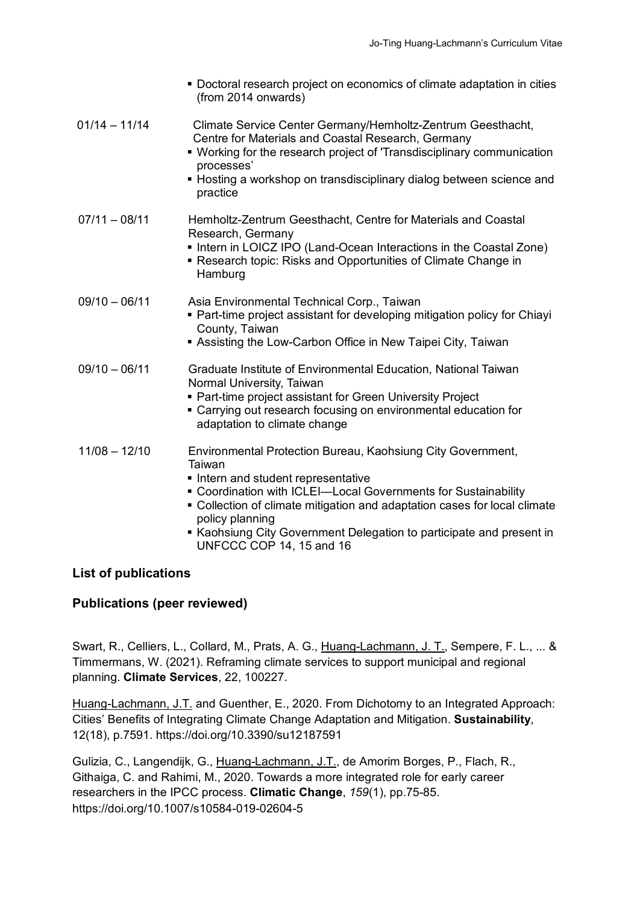- Doctoral research project on economics of climate adaptation in cities (from 2014 onwards)

**01/14 – 11/14** Climate Service Center Germany/Hemholtz-Zentrum Geesthacht, Centre for Materials and Coastal Research, Germany
- Working for the research project of 'Transdisciplinary communication processes'
- Hosting a workshop on transdisciplinary dialog between science and practice

**07/11 – 08/11** Hemholtz-Zentrum Geesthacht, Centre for Materials and Coastal Research, Germany
- Intern in LOICZ IPO (Land-Ocean Interactions in the Coastal Zone)
- Research topic: Risks and Opportunities of Climate Change in Hamburg

**09/10 – 06/11** Asia Environmental Technical Corp., Taiwan
- Part-time project assistant for developing mitigation policy for Chiayi County, Taiwan
- Assisting the Low-Carbon Office in New Taipei City, Taiwan

**09/10 – 06/11** Graduate Institute of Environmental Education, National Taiwan Normal University, Taiwan
- Part-time project assistant for Green University Project
- Carrying out research focusing on environmental education for adaptation to climate change

**11/08 – 12/10** Environmental Protection Bureau, Kaohsiung City Government, Taiwan
- Intern and student representative
- Coordination with ICLEI—Local Governments for Sustainability
- Collection of climate mitigation and adaptation cases for local climate policy planning
- Kaohsiung City Government Delegation to participate and present in UNFCCC COP 14, 15 and 16

## List of publications

### Publications (peer reviewed)

Swart, R., Celliers, L., Collard, M., Prats, A. G., Huang-Lachmann, J. T., Sempere, F. L., ... & Timmermans, W. (2021). Reframing climate services to support municipal and regional planning. **Climate Services**, 22, 100227.

Huang-Lachmann, J.T. and Guenther, E., 2020. From Dichotomy to an Integrated Approach: Cities' Benefits of Integrating Climate Change Adaptation and Mitigation. **Sustainability**, 12(18), p.7591. https://doi.org/10.3390/su12187591

Gulizia, C., Langendijk, G., Huang-Lachmann, J.T., de Amorim Borges, P., Flach, R., Githaiga, C. and Rahimi, M., 2020. Towards a more integrated role for early career researchers in the IPCC process. **Climatic Change**, *159*(1), pp.75-85. https://doi.org/10.1007/s10584-019-02604-5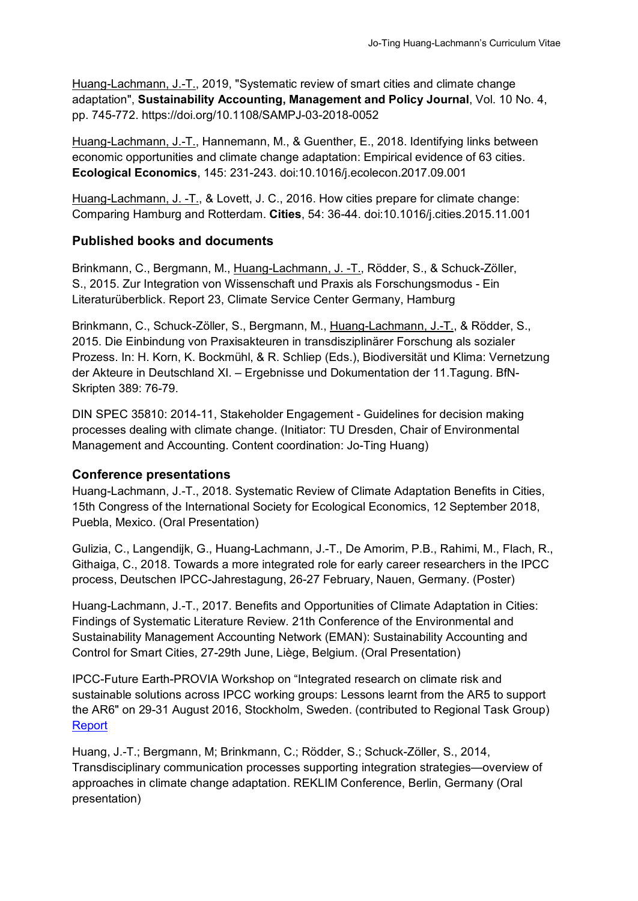Huang-Lachmann, J.-T., 2019, "Systematic review of smart cities and climate change adaptation", **Sustainability Accounting, Management and Policy Journal**, Vol. 10 No. 4, pp. 745-772. https://doi.org/10.1108/SAMPJ-03-2018-0052

Huang-Lachmann, J.-T., Hannemann, M., & Guenther, E., 2018. Identifying links between economic opportunities and climate change adaptation: Empirical evidence of 63 cities. **Ecological Economics**, 145: 231-243. doi:10.1016/j.ecolecon.2017.09.001

Huang-Lachmann, J. -T., & Lovett, J. C., 2016. How cities prepare for climate change: Comparing Hamburg and Rotterdam. **Cities**, 54: 36-44. doi:10.1016/j.cities.2015.11.001

### Published books and documents

Brinkmann, C., Bergmann, M., Huang-Lachmann, J. -T., Rödder, S., & Schuck-Zöller, S., 2015. Zur Integration von Wissenschaft und Praxis als Forschungsmodus - Ein Literaturüberblick. Report 23, Climate Service Center Germany, Hamburg

Brinkmann, C., Schuck-Zöller, S., Bergmann, M., Huang-Lachmann, J.-T., & Rödder, S., 2015. Die Einbindung von Praxisakteuren in transdisziplinärer Forschung als sozialer Prozess. In: H. Korn, K. Bockmühl, & R. Schliep (Eds.), Biodiversität und Klima: Vernetzung der Akteure in Deutschland XI. – Ergebnisse und Dokumentation der 11.Tagung. BfN-Skripten 389: 76-79.

DIN SPEC 35810: 2014-11, Stakeholder Engagement - Guidelines for decision making processes dealing with climate change. (Initiator: TU Dresden, Chair of Environmental Management and Accounting. Content coordination: Jo-Ting Huang)

### Conference presentations

Huang-Lachmann, J.-T., 2018. Systematic Review of Climate Adaptation Benefits in Cities, 15th Congress of the International Society for Ecological Economics, 12 September 2018, Puebla, Mexico. (Oral Presentation)

Gulizia, C., Langendijk, G., Huang-Lachmann, J.-T., De Amorim, P.B., Rahimi, M., Flach, R., Githaiga, C., 2018. Towards a more integrated role for early career researchers in the IPCC process, Deutschen IPCC-Jahrestagung, 26-27 February, Nauen, Germany. (Poster)

Huang-Lachmann, J.-T., 2017. Benefits and Opportunities of Climate Adaptation in Cities: Findings of Systematic Literature Review. 21th Conference of the Environmental and Sustainability Management Accounting Network (EMAN): Sustainability Accounting and Control for Smart Cities, 27-29th June, Liège, Belgium. (Oral Presentation)

IPCC-Future Earth-PROVIA Workshop on "Integrated research on climate risk and sustainable solutions across IPCC working groups: Lessons learnt from the AR5 to support the AR6" on 29-31 August 2016, Stockholm, Sweden. (contributed to Regional Task Group) Report

Huang, J.-T.; Bergmann, M; Brinkmann, C.; Rödder, S.; Schuck-Zöller, S., 2014, Transdisciplinary communication processes supporting integration strategies—overview of approaches in climate change adaptation. REKLIM Conference, Berlin, Germany (Oral presentation)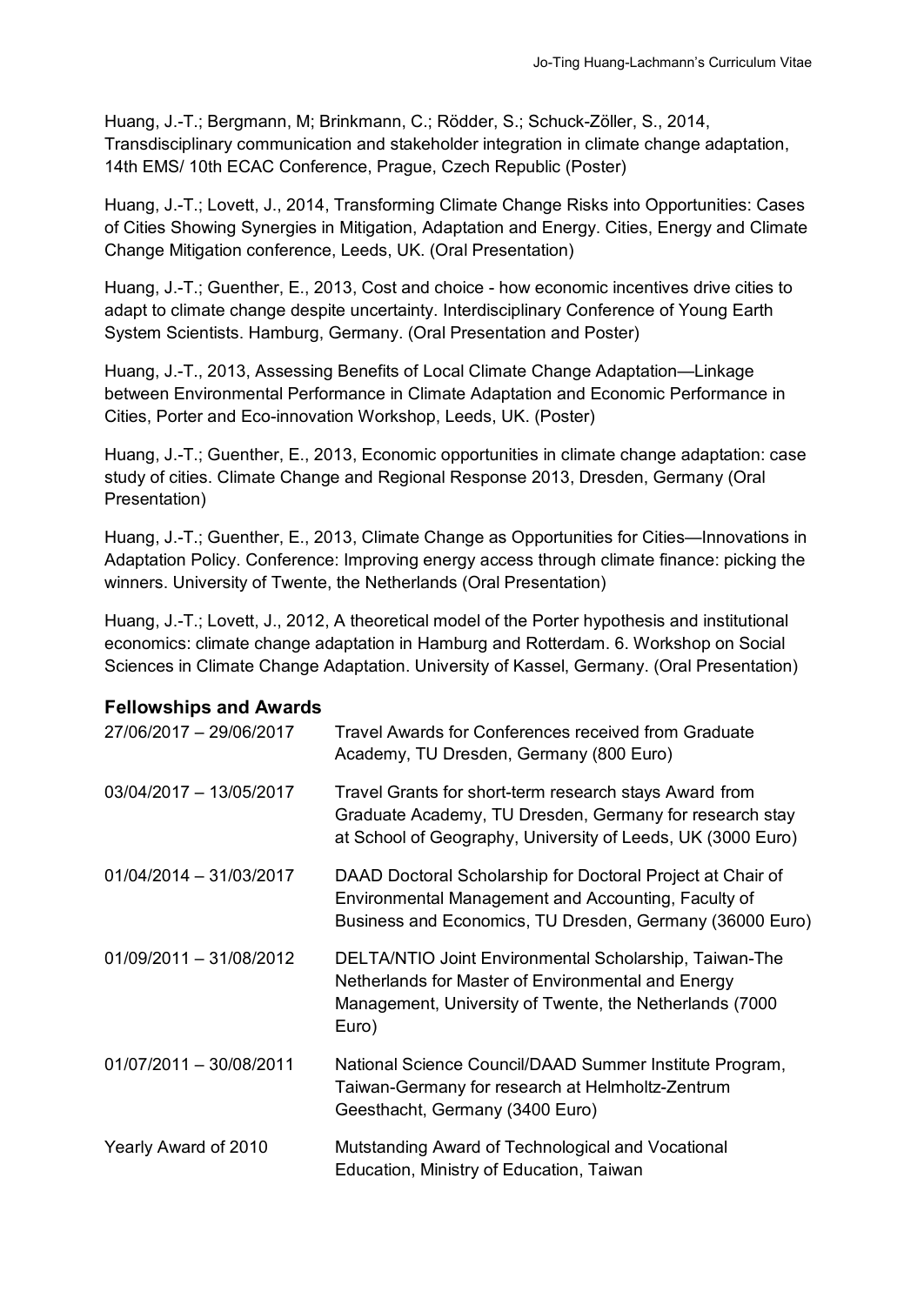Huang, J.-T.; Bergmann, M; Brinkmann, C.; Rödder, S.; Schuck-Zöller, S., 2014, Transdisciplinary communication and stakeholder integration in climate change adaptation, 14th EMS/ 10th ECAC Conference, Prague, Czech Republic (Poster)

Huang, J.-T.; Lovett, J., 2014, Transforming Climate Change Risks into Opportunities: Cases of Cities Showing Synergies in Mitigation, Adaptation and Energy. Cities, Energy and Climate Change Mitigation conference, Leeds, UK. (Oral Presentation)

Huang, J.-T.; Guenther, E., 2013, Cost and choice - how economic incentives drive cities to adapt to climate change despite uncertainty. Interdisciplinary Conference of Young Earth System Scientists. Hamburg, Germany. (Oral Presentation and Poster)

Huang, J.-T., 2013, Assessing Benefits of Local Climate Change Adaptation—Linkage between Environmental Performance in Climate Adaptation and Economic Performance in Cities, Porter and Eco-innovation Workshop, Leeds, UK. (Poster)

Huang, J.-T.; Guenther, E., 2013, Economic opportunities in climate change adaptation: case study of cities. Climate Change and Regional Response 2013, Dresden, Germany (Oral Presentation)

Huang, J.-T.; Guenther, E., 2013, Climate Change as Opportunities for Cities—Innovations in Adaptation Policy. Conference: Improving energy access through climate finance: picking the winners. University of Twente, the Netherlands (Oral Presentation)

Huang, J.-T.; Lovett, J., 2012, A theoretical model of the Porter hypothesis and institutional economics: climate change adaptation in Hamburg and Rotterdam. 6. Workshop on Social Sciences in Climate Change Adaptation. University of Kassel, Germany. (Oral Presentation)

### Fellowships and Awards

| | |
|---|---|
| 27/06/2017 – 29/06/2017 | Travel Awards for Conferences received from Graduate Academy, TU Dresden, Germany (800 Euro) |
| 03/04/2017 – 13/05/2017 | Travel Grants for short-term research stays Award from Graduate Academy, TU Dresden, Germany for research stay at School of Geography, University of Leeds, UK (3000 Euro) |
| 01/04/2014 – 31/03/2017 | DAAD Doctoral Scholarship for Doctoral Project at Chair of Environmental Management and Accounting, Faculty of Business and Economics, TU Dresden, Germany (36000 Euro) |
| 01/09/2011 – 31/08/2012 | DELTA/NTIO Joint Environmental Scholarship, Taiwan-The Netherlands for Master of Environmental and Energy Management, University of Twente, the Netherlands (7000 Euro) |
| 01/07/2011 – 30/08/2011 | National Science Council/DAAD Summer Institute Program, Taiwan-Germany for research at Helmholtz-Zentrum Geesthacht, Germany (3400 Euro) |
| Yearly Award of 2010 | Mutstanding Award of Technological and Vocational Education, Ministry of Education, Taiwan |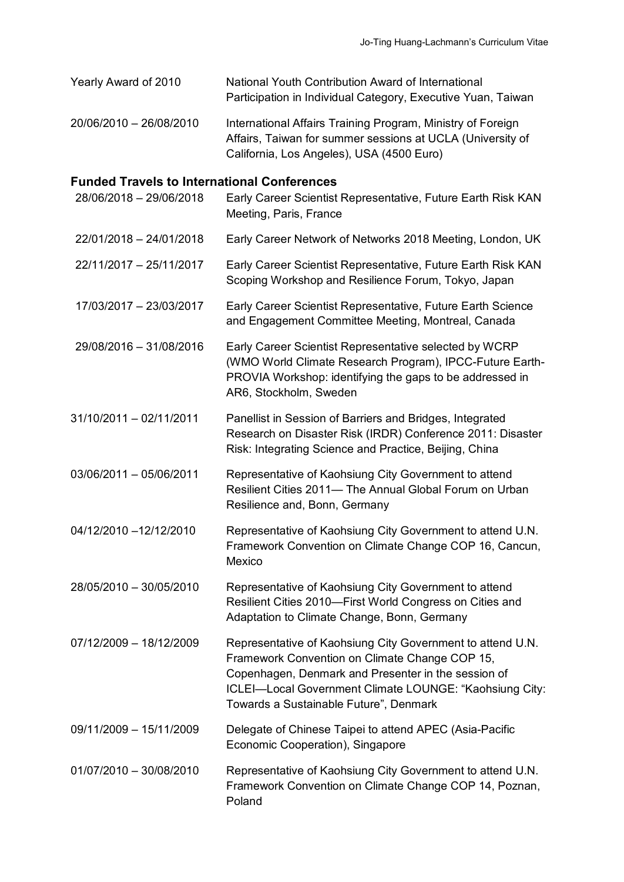| | |
|---|---|
| Yearly Award of 2010 | National Youth Contribution Award of International Participation in Individual Category, Executive Yuan, Taiwan |
| 20/06/2010 – 26/08/2010 | International Affairs Training Program, Ministry of Foreign Affairs, Taiwan for summer sessions at UCLA (University of California, Los Angeles), USA (4500 Euro) |

### Funded Travels to International Conferences

| | |
|---|---|
| 28/06/2018 – 29/06/2018 | Early Career Scientist Representative, Future Earth Risk KAN Meeting, Paris, France |
| 22/01/2018 – 24/01/2018 | Early Career Network of Networks 2018 Meeting, London, UK |
| 22/11/2017 – 25/11/2017 | Early Career Scientist Representative, Future Earth Risk KAN Scoping Workshop and Resilience Forum, Tokyo, Japan |
| 17/03/2017 – 23/03/2017 | Early Career Scientist Representative, Future Earth Science and Engagement Committee Meeting, Montreal, Canada |
| 29/08/2016 – 31/08/2016 | Early Career Scientist Representative selected by WCRP (WMO World Climate Research Program), IPCC-Future Earth-PROVIA Workshop: identifying the gaps to be addressed in AR6, Stockholm, Sweden |
| 31/10/2011 – 02/11/2011 | Panellist in Session of Barriers and Bridges, Integrated Research on Disaster Risk (IRDR) Conference 2011: Disaster Risk: Integrating Science and Practice, Beijing, China |
| 03/06/2011 – 05/06/2011 | Representative of Kaohsiung City Government to attend Resilient Cities 2011— The Annual Global Forum on Urban Resilience and, Bonn, Germany |
| 04/12/2010 –12/12/2010 | Representative of Kaohsiung City Government to attend U.N. Framework Convention on Climate Change COP 16, Cancun, Mexico |
| 28/05/2010 – 30/05/2010 | Representative of Kaohsiung City Government to attend Resilient Cities 2010—First World Congress on Cities and Adaptation to Climate Change, Bonn, Germany |
| 07/12/2009 – 18/12/2009 | Representative of Kaohsiung City Government to attend U.N. Framework Convention on Climate Change COP 15, Copenhagen, Denmark and Presenter in the session of ICLEI—Local Government Climate LOUNGE: "Kaohsiung City: Towards a Sustainable Future", Denmark |
| 09/11/2009 – 15/11/2009 | Delegate of Chinese Taipei to attend APEC (Asia-Pacific Economic Cooperation), Singapore |
| 01/07/2010 – 30/08/2010 | Representative of Kaohsiung City Government to attend U.N. Framework Convention on Climate Change COP 14, Poznan, Poland |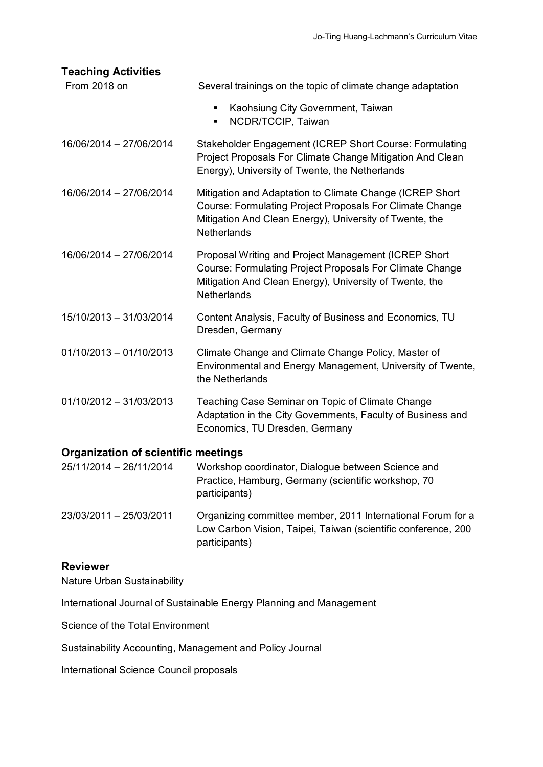## Teaching Activities

| | |
|---|---|
| From 2018 on | Several trainings on the topic of climate change adaptation<br>▪ Kaohsiung City Government, Taiwan<br>▪ NCDR/TCCIP, Taiwan |
| 16/06/2014 – 27/06/2014 | Stakeholder Engagement (ICREP Short Course: Formulating Project Proposals For Climate Change Mitigation And Clean Energy), University of Twente, the Netherlands |
| 16/06/2014 – 27/06/2014 | Mitigation and Adaptation to Climate Change (ICREP Short Course: Formulating Project Proposals For Climate Change Mitigation And Clean Energy), University of Twente, the Netherlands |
| 16/06/2014 – 27/06/2014 | Proposal Writing and Project Management (ICREP Short Course: Formulating Project Proposals For Climate Change Mitigation And Clean Energy), University of Twente, the Netherlands |
| 15/10/2013 – 31/03/2014 | Content Analysis, Faculty of Business and Economics, TU Dresden, Germany |
| 01/10/2013 – 01/10/2013 | Climate Change and Climate Change Policy, Master of Environmental and Energy Management, University of Twente, the Netherlands |
| 01/10/2012 – 31/03/2013 | Teaching Case Seminar on Topic of Climate Change Adaptation in the City Governments, Faculty of Business and Economics, TU Dresden, Germany |

## Organization of scientific meetings

| | |
|---|---|
| 25/11/2014 – 26/11/2014 | Workshop coordinator, Dialogue between Science and Practice, Hamburg, Germany (scientific workshop, 70 participants) |
| 23/03/2011 – 25/03/2011 | Organizing committee member, 2011 International Forum for a Low Carbon Vision, Taipei, Taiwan (scientific conference, 200 participants) |

## Reviewer

Nature Urban Sustainability

International Journal of Sustainable Energy Planning and Management

Science of the Total Environment

Sustainability Accounting, Management and Policy Journal

International Science Council proposals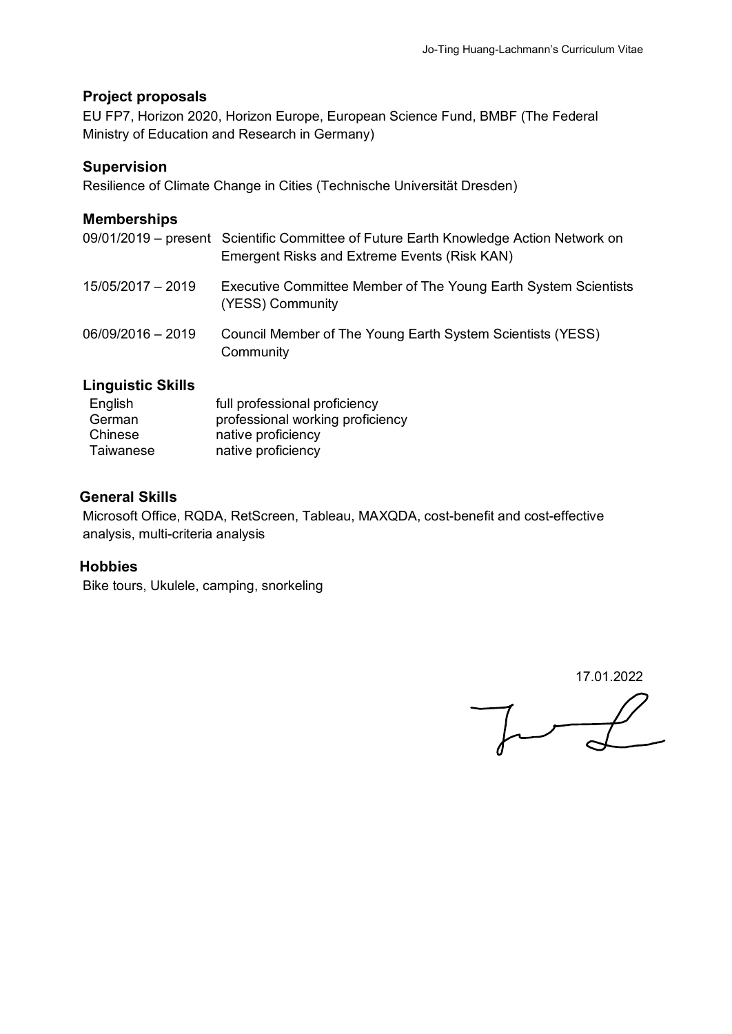## Project proposals

EU FP7, Horizon 2020, Horizon Europe, European Science Fund, BMBF (The Federal Ministry of Education and Research in Germany)

## Supervision

Resilience of Climate Change in Cities (Technische Universität Dresden)

## Memberships

| | |
|---|---|
| 09/01/2019 – present | Scientific Committee of Future Earth Knowledge Action Network on Emergent Risks and Extreme Events (Risk KAN) |
| 15/05/2017 – 2019 | Executive Committee Member of The Young Earth System Scientists (YESS) Community |
| 06/09/2016 – 2019 | Council Member of The Young Earth System Scientists (YESS) Community |

## Linguistic Skills

| | |
|---|---|
| English | full professional proficiency |
| German | professional working proficiency |
| Chinese | native proficiency |
| Taiwanese | native proficiency |

## General Skills

Microsoft Office, RQDA, RetScreen, Tableau, MAXQDA, cost-benefit and cost-effective analysis, multi-criteria analysis

## Hobbies

Bike tours, Ukulele, camping, snorkeling

17.01.2022